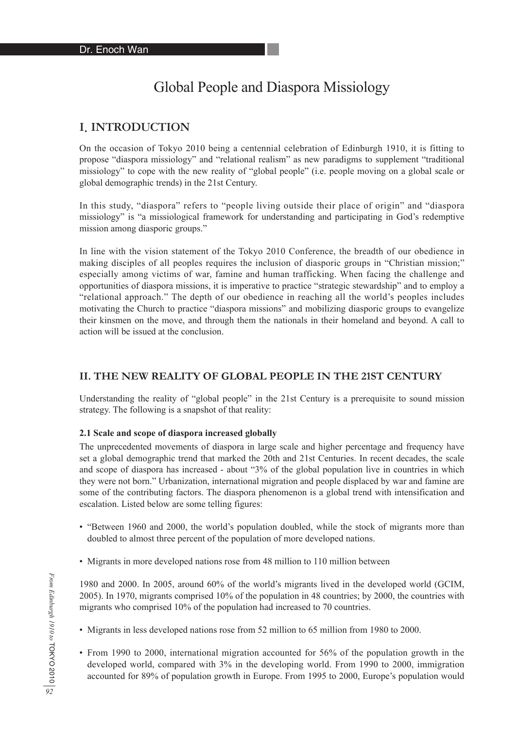Dr. Enoch Wan

# Global People and Diaspora Missiology

## I. INTRODUCTION

On the occasion of Tokyo 2010 being a centennial celebration of Edinburgh 1910, it is fitting to propose "diaspora missiology" and "relational realism" as new paradigms to supplement "traditional missiology" to cope with the new reality of "global people" (i.e. people moving on a global scale or global demographic trends) in the 21st Century.

In this study, "diaspora" refers to "people living outside their place of origin" and "diaspora missiology" is "a missiological framework for understanding and participating in God's redemptive mission among diasporic groups."

In line with the vision statement of the Tokyo 2010 Conference, the breadth of our obedience in making disciples of all peoples requires the inclusion of diasporic groups in "Christian mission;" especially among victims of war, famine and human trafficking. When facing the challenge and opportunities of diaspora missions, it is imperative to practice "strategic stewardship" and to employ a "relational approach." The depth of our obedience in reaching all the world's peoples includes motivating the Church to practice "diaspora missions" and mobilizing diasporic groups to evangelize their kinsmen on the move, and through them the nationals in their homeland and beyond. A call to action will be issued at the conclusion.

## II. THE NEW REALITY OF GLOBAL PEOPLE IN THE 21ST CENTURY

Understanding the reality of "global people" in the 21st Century is a prerequisite to sound mission strategy. The following is a snapshot of that reality:

### 2.1 Scale and scope of diaspora increased globally

The unprecedented movements of diaspora in large scale and higher percentage and frequency have set a global demographic trend that marked the 20th and 21st Centuries. In recent decades, the scale and scope of diaspora has increased - about "3% of the global population live in countries in which they were not born." Urbanization, international migration and people displaced by war and famine are some of the contributing factors. The diaspora phenomenon is a global trend with intensification and escalation. Listed below are some telling figures:

- "Between 1960 and 2000, the world's population doubled, while the stock of migrants more than doubled to almost three percent of the population of more developed nations.
- Migrants in more developed nations rose from 48 million to 110 million between

1980 and 2000. In 2005, around 60% of the world's migrants lived in the developed world (GCIM, 2005). In 1970, migrants comprised 10% of the population in 48 countries; by 2000, the countries with migrants who comprised 10% of the population had increased to 70 countries.

- Migrants in less developed nations rose from 52 million to 65 million from 1980 to 2000.
- From 1990 to 2000, international migration accounted for 56% of the population growth in the developed world, compared with 3% in the developing world. From 1990 to 2000, immigration accounted for 89% of population growth in Europe. From 1995 to 2000, Europe's population would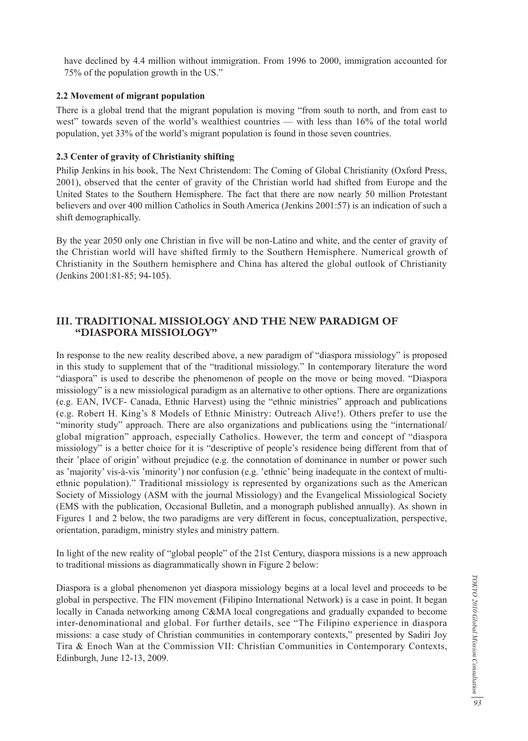have declined by 4.4 million without immigration. From 1996 to 2000, immigration accounted for 75% of the population growth in the US."

### 2.2 Movement of migrant population

There is a global trend that the migrant population is moving "from south to north, and from east to west" towards seven of the world's wealthiest countries — with less than 16% of the total world population, yet 33% of the world's migrant population is found in those seven countries.

### 2.3 Center of gravity of Christianity shifting

Philip Jenkins in his book, The Next Christendom: The Coming of Global Christianity (Oxford Press, 2001), observed that the center of gravity of the Christian world had shifted from Europe and the United States to the Southern Hemisphere. The fact that there are now nearly 50 million Protestant believers and over 400 million Catholics in South America (Jenkins 2001:57) is an indication of such a shift demographically.

By the year 2050 only one Christian in five will be non-Latino and white, and the center of gravity of the Christian world will have shifted firmly to the Southern Hemisphere. Numerical growth of Christianity in the Southern hemisphere and China has altered the global outlook of Christianity (Jenkins 2001:81-85; 94-105).

## III. TRADITIONAL MISSIOLOGY AND THE NEW PARADIGM OF "DIASPORA MISSIOLOGY"

In response to the new reality described above, a new paradigm of "diaspora missiology" is proposed in this study to supplement that of the "traditional missiology." In contemporary literature the word "diaspora" is used to describe the phenomenon of people on the move or being moved. "Diaspora missiology" is a new missiological paradigm as an alternative to other options. There are organizations (e.g. EAN, IVCF- Canada, Ethnic Harvest) using the "ethnic ministries" approach and publications (e.g. Robert H. King's 8 Models of Ethnic Ministry: Outreach Alive!). Others prefer to use the "minority study" approach. There are also organizations and publications using the "international/ global migration" approach, especially Catholics. However, the term and concept of "diaspora missiology" is a better choice for it is "descriptive of people's residence being different from that of their 'place of origin' without prejudice (e.g. the connotation of dominance in number or power such as 'majority' vis-à-vis 'minority') nor confusion (e.g. 'ethnic' being inadequate in the context of multi-ethnic population)." Traditional missiology is represented by organizations such as the American Society of Missiology (ASM with the journal Missiology) and the Evangelical Missiological Society (EMS with the publication, Occasional Bulletin, and a monograph published annually). As shown in Figures 1 and 2 below, the two paradigms are very different in focus, conceptualization, perspective, orientation, paradigm, ministry styles and ministry pattern.

In light of the new reality of "global people" of the 21st Century, diaspora missions is a new approach to traditional missions as diagrammatically shown in Figure 2 below:

Diaspora is a global phenomenon yet diaspora missiology begins at a local level and proceeds to be global in perspective. The FIN movement (Filipino International Network) is a case in point. It began locally in Canada networking among C&MA local congregations and gradually expanded to become inter-denominational and global. For further details, see "The Filipino experience in diaspora missions: a case study of Christian communities in contemporary contexts," presented by Sadiri Joy Tira & Enoch Wan at the Commission VII: Christian Communities in Contemporary Contexts, Edinburgh, June 12-13, 2009.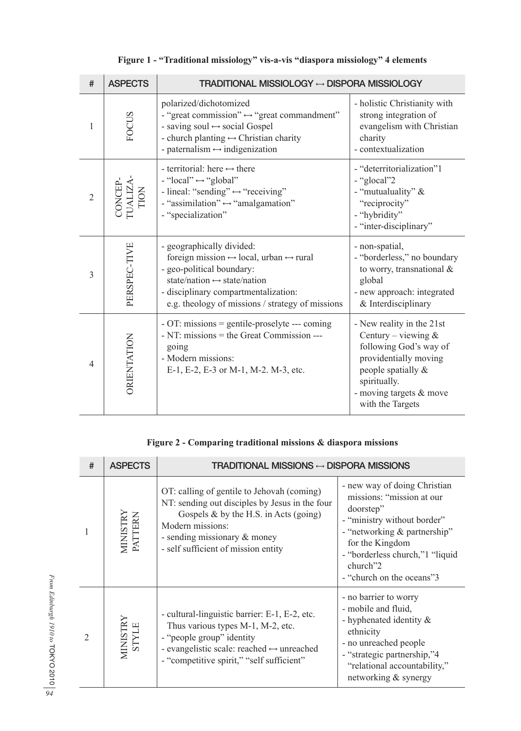**Figure 1 - "Traditional missiology" vis-a-vis "diaspora missiology" 4 elements**

| # | ASPECTS | TRADITIONAL MISSIOLOGY ↔ DISPORA MISSIOLOGY | |
|---|---|---|---|
| 1 | FOCUS | polarized/dichotomized<br>- "great commission" ↔ "great commandment"<br>- saving soul ↔ social Gospel<br>- church planting ↔ Christian charity<br>- paternalism ↔ indigenization | - holistic Christianity with strong integration of evangelism with Christian charity<br>- contextualization |
| 2 | CONCEP-TUALIZA-TION | - territorial: here ↔ there<br>- "local" ↔ "global"<br>- lineal: "sending" ↔ "receiving"<br>- "assimilation" ↔ "amalgamation"<br>- "specialization" | - "deterritorialization"1<br>- "glocal"2<br>- "mutualuality" & "reciprocity"<br>- "hybridity"<br>- "inter-disciplinary" |
| 3 | PERSPEC-TIVE | - geographically divided: foreign mission ↔ local, urban ↔ rural<br>- geo-political boundary: state/nation ↔ state/nation<br>- disciplinary compartmentalization: e.g. theology of missions / strategy of missions | - non-spatial,<br>- "borderless," no boundary to worry, transnational & global<br>- new approach: integrated & Interdisciplinary |
| 4 | ORIENTATION | - OT: missions = gentile-proselyte --- coming<br>- NT: missions = the Great Commission --- going<br>- Modern missions: E-1, E-2, E-3 or M-1, M-2. M-3, etc. | - New reality in the 21st Century – viewing & following God's way of providentially moving people spatially & spiritually.<br>- moving targets & move with the Targets |

**Figure 2 - Comparing traditional missions & diaspora missions**

| # | ASPECTS | TRADITIONAL MISSIONS ↔ DISPORA MISSIONS | |
|---|---|---|---|
| 1 | MINISTRY PATTERN | OT: calling of gentile to Jehovah (coming)<br>NT: sending out disciples by Jesus in the four Gospels & by the H.S. in Acts (going)<br>Modern missions:<br>- sending missionary & money<br>- self sufficient of mission entity | - new way of doing Christian missions: "mission at our doorstep"<br>- "ministry without border"<br>- "networking & partnership" for the Kingdom<br>- "borderless church,"1 "liquid church"2<br>- "church on the oceans"3 |
| 2 | MINISTRY STYLE | - cultural-linguistic barrier: E-1, E-2, etc. Thus various types M-1, M-2, etc.<br>- "people group" identity<br>- evangelistic scale: reached ↔ unreached<br>- "competitive spirit," "self sufficient" | - no barrier to worry<br>- mobile and fluid,<br>- hyphenated identity & ethnicity<br>- no unreached people<br>- "strategic partnership,"4 "relational accountability," networking & synergy |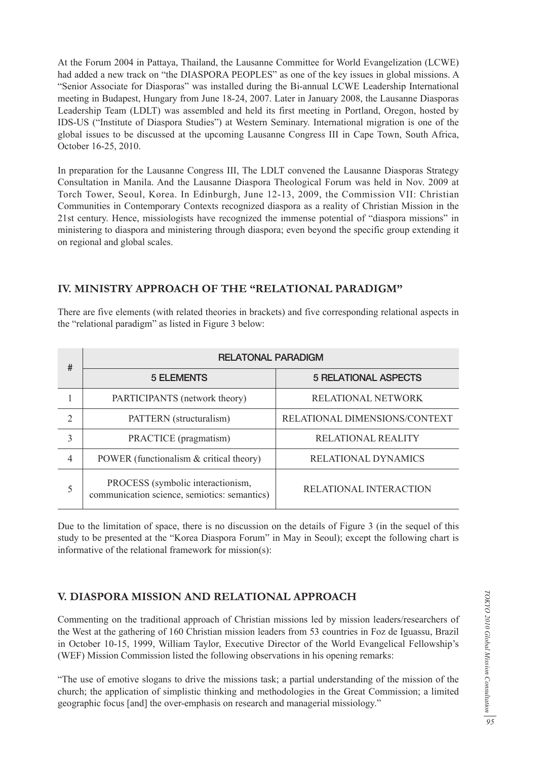At the Forum 2004 in Pattaya, Thailand, the Lausanne Committee for World Evangelization (LCWE) had added a new track on "the DIASPORA PEOPLES" as one of the key issues in global missions. A "Senior Associate for Diasporas" was installed during the Bi-annual LCWE Leadership International meeting in Budapest, Hungary from June 18-24, 2007. Later in January 2008, the Lausanne Diasporas Leadership Team (LDLT) was assembled and held its first meeting in Portland, Oregon, hosted by IDS-US ("Institute of Diaspora Studies") at Western Seminary. International migration is one of the global issues to be discussed at the upcoming Lausanne Congress III in Cape Town, South Africa, October 16-25, 2010.

In preparation for the Lausanne Congress III, The LDLT convened the Lausanne Diasporas Strategy Consultation in Manila. And the Lausanne Diaspora Theological Forum was held in Nov. 2009 at Torch Tower, Seoul, Korea. In Edinburgh, June 12-13, 2009, the Commission VII: Christian Communities in Contemporary Contexts recognized diaspora as a reality of Christian Mission in the 21st century. Hence, missiologists have recognized the immense potential of "diaspora missions" in ministering to diaspora and ministering through diaspora; even beyond the specific group extending it on regional and global scales.

## IV. MINISTRY APPROACH OF THE "RELATIONAL PARADIGM"

There are five elements (with related theories in brackets) and five corresponding relational aspects in the "relational paradigm" as listed in Figure 3 below:

| # | RELATONAL PARADIGM | |
|---|---|---|
| | 5 ELEMENTS | 5 RELATIONAL ASPECTS |
| 1 | PARTICIPANTS (network theory) | RELATIONAL NETWORK |
| 2 | PATTERN (structuralism) | RELATIONAL DIMENSIONS/CONTEXT |
| 3 | PRACTICE (pragmatism) | RELATIONAL REALITY |
| 4 | POWER (functionalism & critical theory) | RELATIONAL DYNAMICS |
| 5 | PROCESS (symbolic interactionism, communication science, semiotics: semantics) | RELATIONAL INTERACTION |

Due to the limitation of space, there is no discussion on the details of Figure 3 (in the sequel of this study to be presented at the "Korea Diaspora Forum" in May in Seoul); except the following chart is informative of the relational framework for mission(s):

## V. DIASPORA MISSION AND RELATIONAL APPROACH

Commenting on the traditional approach of Christian missions led by mission leaders/researchers of the West at the gathering of 160 Christian mission leaders from 53 countries in Foz de Iguassu, Brazil in October 10-15, 1999, William Taylor, Executive Director of the World Evangelical Fellowship's (WEF) Mission Commission listed the following observations in his opening remarks:

"The use of emotive slogans to drive the missions task; a partial understanding of the mission of the church; the application of simplistic thinking and methodologies in the Great Commission; a limited geographic focus [and] the over-emphasis on research and managerial missiology."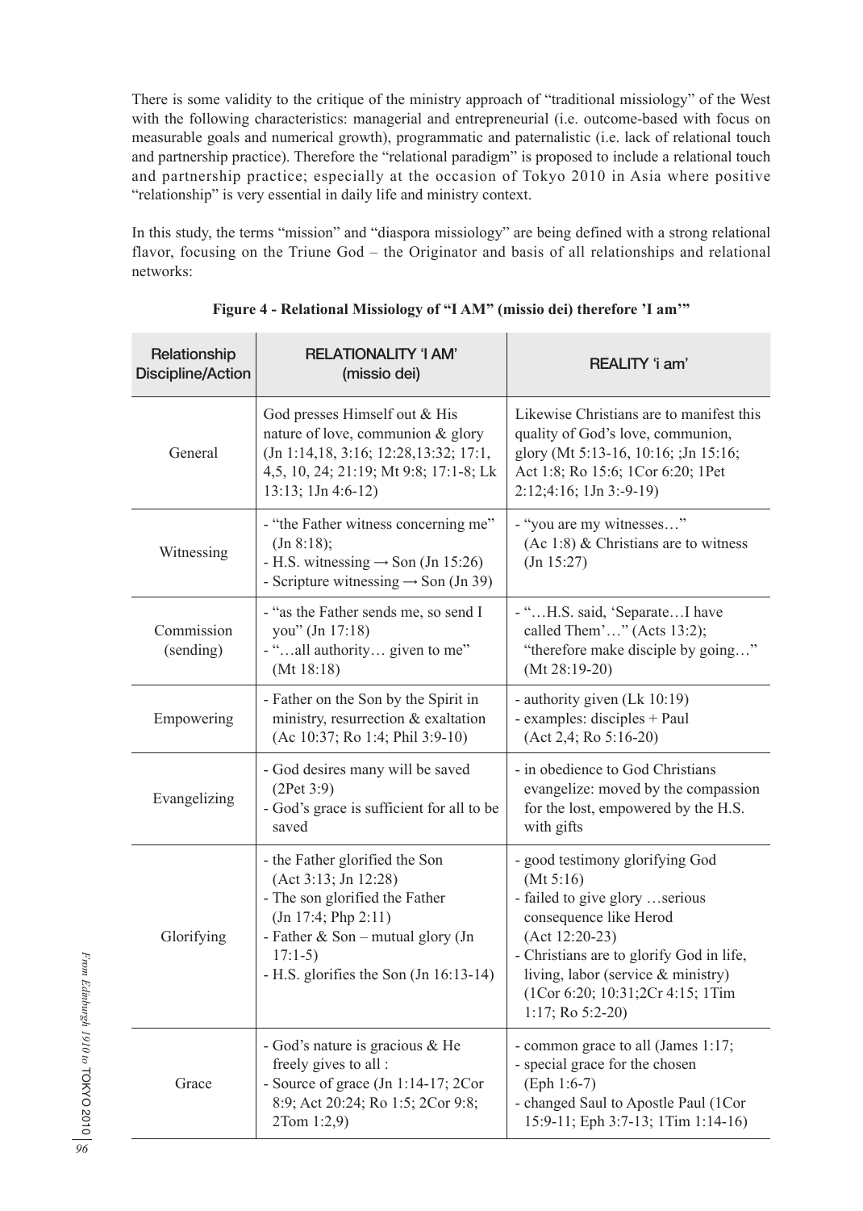There is some validity to the critique of the ministry approach of "traditional missiology" of the West with the following characteristics: managerial and entrepreneurial (i.e. outcome-based with focus on measurable goals and numerical growth), programmatic and paternalistic (i.e. lack of relational touch and partnership practice). Therefore the "relational paradigm" is proposed to include a relational touch and partnership practice; especially at the occasion of Tokyo 2010 in Asia where positive "relationship" is very essential in daily life and ministry context.

In this study, the terms "mission" and "diaspora missiology" are being defined with a strong relational flavor, focusing on the Triune God – the Originator and basis of all relationships and relational networks:

**Figure 4 - Relational Missiology of "I AM" (missio dei) therefore 'I am'"**

| Relationship Discipline/Action | RELATIONALITY 'I AM' (missio dei) | REALITY 'i am' |
|---|---|---|
| General | God presses Himself out & His nature of love, communion & glory (Jn 1:14,18, 3:16; 12:28,13:32; 17:1, 4,5, 10, 24; 21:19; Mt 9:8; 17:1-8; Lk 13:13; 1Jn 4:6-12) | Likewise Christians are to manifest this quality of God's love, communion, glory (Mt 5:13-16, 10:16; ;Jn 15:16; Act 1:8; Ro 15:6; 1Cor 6:20; 1Pet 2:12;4:16; 1Jn 3:-9-19) |
| Witnessing | - "the Father witness concerning me" (Jn 8:18);<br>- H.S. witnessing → Son (Jn 15:26)<br>- Scripture witnessing → Son (Jn 39) | - "you are my witnesses…" (Ac 1:8) & Christians are to witness (Jn 15:27) |
| Commission (sending) | - "as the Father sends me, so send I you" (Jn 17:18)<br>- "…all authority… given to me" (Mt 18:18) | - "…H.S. said, 'Separate…I have called Them'…" (Acts 13:2); "therefore make disciple by going…" (Mt 28:19-20) |
| Empowering | - Father on the Son by the Spirit in ministry, resurrection & exaltation (Ac 10:37; Ro 1:4; Phil 3:9-10) | - authority given (Lk 10:19)<br>- examples: disciples + Paul (Act 2,4; Ro 5:16-20) |
| Evangelizing | - God desires many will be saved (2Pet 3:9)<br>- God's grace is sufficient for all to be saved | - in obedience to God Christians evangelize: moved by the compassion for the lost, empowered by the H.S. with gifts |
| Glorifying | - the Father glorified the Son (Act 3:13; Jn 12:28)<br>- The son glorified the Father (Jn 17:4; Php 2:11)<br>- Father & Son – mutual glory (Jn 17:1-5)<br>- H.S. glorifies the Son (Jn 16:13-14) | - good testimony glorifying God (Mt 5:16)<br>- failed to give glory …serious consequence like Herod (Act 12:20-23)<br>- Christians are to glorify God in life, living, labor (service & ministry) (1Cor 6:20; 10:31;2Cr 4:15; 1Tim 1:17; Ro 5:2-20) |
| Grace | - God's nature is gracious & He freely gives to all :<br>- Source of grace (Jn 1:14-17; 2Cor 8:9; Act 20:24; Ro 1:5; 2Cor 9:8; 2Tom 1:2,9) | - common grace to all (James 1:17;<br>- special grace for the chosen (Eph 1:6-7)<br>- changed Saul to Apostle Paul (1Cor 15:9-11; Eph 3:7-13; 1Tim 1:14-16) |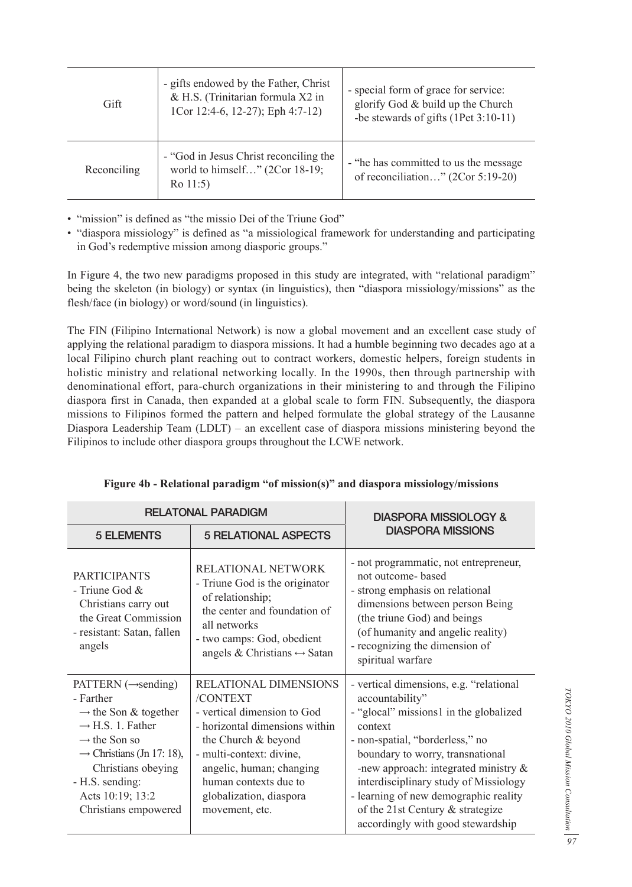| | | |
|---|---|---|
| Gift | - gifts endowed by the Father, Christ & H.S. (Trinitarian formula X2 in 1Cor 12:4-6, 12-27); Eph 4:7-12) | - special form of grace for service: glorify God & build up the Church -be stewards of gifts (1Pet 3:10-11) |
| Reconciling | - "God in Jesus Christ reconciling the world to himself…" (2Cor 18-19; Ro 11:5) | - "he has committed to us the message of reconciliation…" (2Cor 5:19-20) |

- "mission" is defined as "the missio Dei of the Triune God"
- "diaspora missiology" is defined as "a missiological framework for understanding and participating in God's redemptive mission among diasporic groups."

In Figure 4, the two new paradigms proposed in this study are integrated, with "relational paradigm" being the skeleton (in biology) or syntax (in linguistics), then "diaspora missiology/missions" as the flesh/face (in biology) or word/sound (in linguistics).

The FIN (Filipino International Network) is now a global movement and an excellent case study of applying the relational paradigm to diaspora missions. It had a humble beginning two decades ago at a local Filipino church plant reaching out to contract workers, domestic helpers, foreign students in holistic ministry and relational networking locally. In the 1990s, then through partnership with denominational effort, para-church organizations in their ministering to and through the Filipino diaspora first in Canada, then expanded at a global scale to form FIN. Subsequently, the diaspora missions to Filipinos formed the pattern and helped formulate the global strategy of the Lausanne Diaspora Leadership Team (LDLT) – an excellent case of diaspora missions ministering beyond the Filipinos to include other diaspora groups throughout the LCWE network.

**Figure 4b - Relational paradigm "of mission(s)" and diaspora missiology/missions**

| RELATONAL PARADIGM | | DIASPORA MISSIOLOGY & DIASPORA MISSIONS |
|---|---|---|
| **5 ELEMENTS** | **5 RELATIONAL ASPECTS** | |
| PARTICIPANTS<br>- Triune God & Christians carry out the Great Commission<br>- resistant: Satan, fallen angels | RELATIONAL NETWORK<br>- Triune God is the originator of relationship; the center and foundation of all networks<br>- two camps: God, obedient angels & Christians ↔ Satan | - not programmatic, not entrepreneur, not outcome- based<br>- strong emphasis on relational dimensions between person Being (the triune God) and beings (of humanity and angelic reality)<br>- recognizing the dimension of spiritual warfare |
| PATTERN (→sending)<br>- Farther → the Son & together → H.S. 1. Father → the Son so → Christians (Jn 17: 18), Christians obeying<br>- H.S. sending: Acts 10:19; 13:2 Christians empowered | RELATIONAL DIMENSIONS /CONTEXT<br>- vertical dimension to God<br>- horizontal dimensions within the Church & beyond<br>- multi-context: divine, angelic, human; changing human contexts due to globalization, diaspora movement, etc. | - vertical dimensions, e.g. "relational accountability"<br>- "glocal" missions1 in the globalized context<br>- non-spatial, "borderless," no boundary to worry, transnational<br>-new approach: integrated ministry & interdisciplinary study of Missiology<br>- learning of new demographic reality of the 21st Century & strategize accordingly with good stewardship |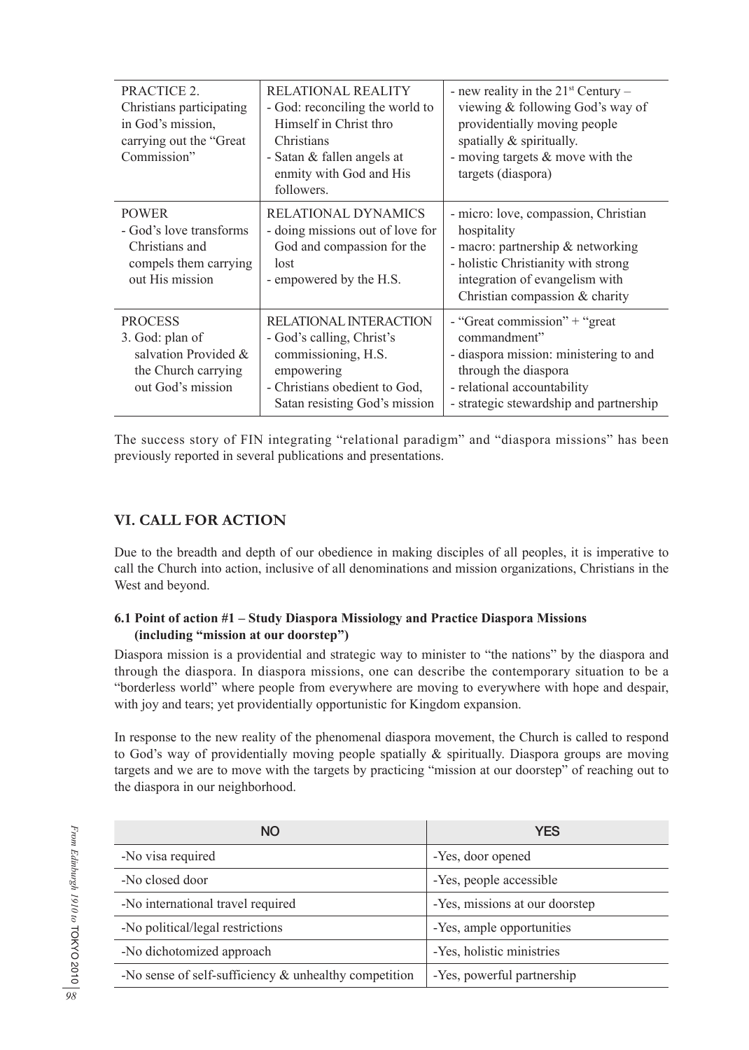| PRACTICE 2. Christians participating in God's mission, carrying out the "Great Commission" | RELATIONAL REALITY<br>- God: reconciling the world to Himself in Christ thro Christians<br>- Satan & fallen angels at enmity with God and His followers. | - new reality in the 21st Century – viewing & following God's way of providentially moving people spatially & spiritually.<br>- moving targets & move with the targets (diaspora) |
|---|---|---|
| POWER<br>- God's love transforms Christians and compels them carrying out His mission | RELATIONAL DYNAMICS<br>- doing missions out of love for God and compassion for the lost<br>- empowered by the H.S. | - micro: love, compassion, Christian hospitality<br>- macro: partnership & networking<br>- holistic Christianity with strong integration of evangelism with Christian compassion & charity |
| PROCESS<br>3. God: plan of salvation Provided & the Church carrying out God's mission | RELATIONAL INTERACTION<br>- God's calling, Christ's commissioning, H.S. empowering<br>- Christians obedient to God, Satan resisting God's mission | - "Great commission" + "great commandment"<br>- diaspora mission: ministering to and through the diaspora<br>- relational accountability<br>- strategic stewardship and partnership |

The success story of FIN integrating "relational paradigm" and "diaspora missions" has been previously reported in several publications and presentations.

## VI. CALL FOR ACTION

Due to the breadth and depth of our obedience in making disciples of all peoples, it is imperative to call the Church into action, inclusive of all denominations and mission organizations, Christians in the West and beyond.

### 6.1 Point of action #1 – Study Diaspora Missiology and Practice Diaspora Missions (including "mission at our doorstep")

Diaspora mission is a providential and strategic way to minister to "the nations" by the diaspora and through the diaspora. In diaspora missions, one can describe the contemporary situation to be a "borderless world" where people from everywhere are moving to everywhere with hope and despair, with joy and tears; yet providentially opportunistic for Kingdom expansion.

In response to the new reality of the phenomenal diaspora movement, the Church is called to respond to God's way of providentially moving people spatially & spiritually. Diaspora groups are moving targets and we are to move with the targets by practicing "mission at our doorstep" of reaching out to the diaspora in our neighborhood.

| NO | YES |
|---|---|
| -No visa required | -Yes, door opened |
| -No closed door | -Yes, people accessible |
| -No international travel required | -Yes, missions at our doorstep |
| -No political/legal restrictions | -Yes, ample opportunities |
| -No dichotomized approach | -Yes, holistic ministries |
| -No sense of self-sufficiency & unhealthy competition | -Yes, powerful partnership |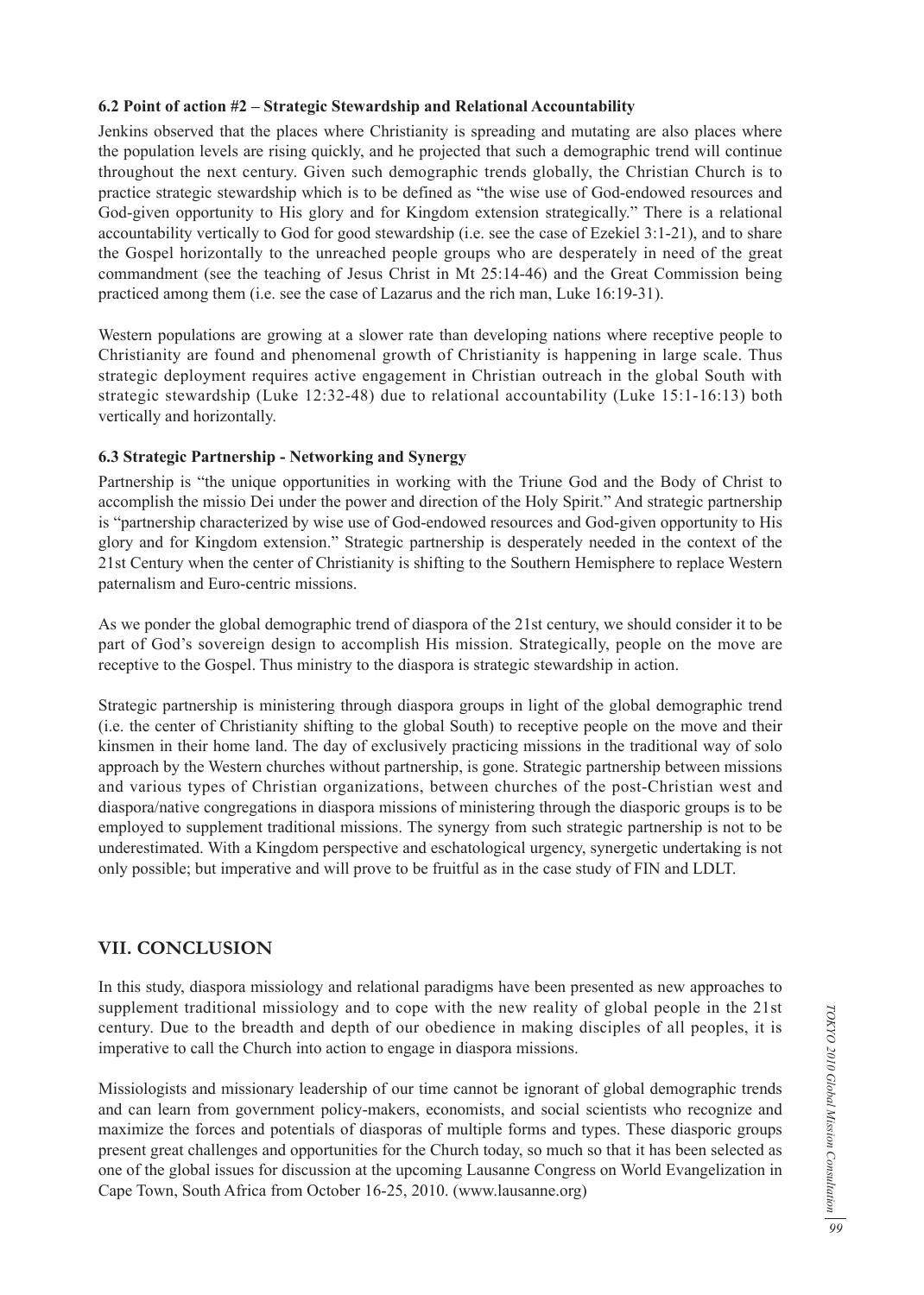### 6.2 Point of action #2 – Strategic Stewardship and Relational Accountability

Jenkins observed that the places where Christianity is spreading and mutating are also places where the population levels are rising quickly, and he projected that such a demographic trend will continue throughout the next century. Given such demographic trends globally, the Christian Church is to practice strategic stewardship which is to be defined as "the wise use of God-endowed resources and God-given opportunity to His glory and for Kingdom extension strategically." There is a relational accountability vertically to God for good stewardship (i.e. see the case of Ezekiel 3:1-21), and to share the Gospel horizontally to the unreached people groups who are desperately in need of the great commandment (see the teaching of Jesus Christ in Mt 25:14-46) and the Great Commission being practiced among them (i.e. see the case of Lazarus and the rich man, Luke 16:19-31).

Western populations are growing at a slower rate than developing nations where receptive people to Christianity are found and phenomenal growth of Christianity is happening in large scale. Thus strategic deployment requires active engagement in Christian outreach in the global South with strategic stewardship (Luke 12:32-48) due to relational accountability (Luke 15:1-16:13) both vertically and horizontally.

### 6.3 Strategic Partnership - Networking and Synergy

Partnership is "the unique opportunities in working with the Triune God and the Body of Christ to accomplish the missio Dei under the power and direction of the Holy Spirit." And strategic partnership is "partnership characterized by wise use of God-endowed resources and God-given opportunity to His glory and for Kingdom extension." Strategic partnership is desperately needed in the context of the 21st Century when the center of Christianity is shifting to the Southern Hemisphere to replace Western paternalism and Euro-centric missions.

As we ponder the global demographic trend of diaspora of the 21st century, we should consider it to be part of God's sovereign design to accomplish His mission. Strategically, people on the move are receptive to the Gospel. Thus ministry to the diaspora is strategic stewardship in action.

Strategic partnership is ministering through diaspora groups in light of the global demographic trend (i.e. the center of Christianity shifting to the global South) to receptive people on the move and their kinsmen in their home land. The day of exclusively practicing missions in the traditional way of solo approach by the Western churches without partnership, is gone. Strategic partnership between missions and various types of Christian organizations, between churches of the post-Christian west and diaspora/native congregations in diaspora missions of ministering through the diasporic groups is to be employed to supplement traditional missions. The synergy from such strategic partnership is not to be underestimated. With a Kingdom perspective and eschatological urgency, synergetic undertaking is not only possible; but imperative and will prove to be fruitful as in the case study of FIN and LDLT.

## VII. CONCLUSION

In this study, diaspora missiology and relational paradigms have been presented as new approaches to supplement traditional missiology and to cope with the new reality of global people in the 21st century. Due to the breadth and depth of our obedience in making disciples of all peoples, it is imperative to call the Church into action to engage in diaspora missions.

Missiologists and missionary leadership of our time cannot be ignorant of global demographic trends and can learn from government policy-makers, economists, and social scientists who recognize and maximize the forces and potentials of diasporas of multiple forms and types. These diasporic groups present great challenges and opportunities for the Church today, so much so that it has been selected as one of the global issues for discussion at the upcoming Lausanne Congress on World Evangelization in Cape Town, South Africa from October 16-25, 2010. (www.lausanne.org)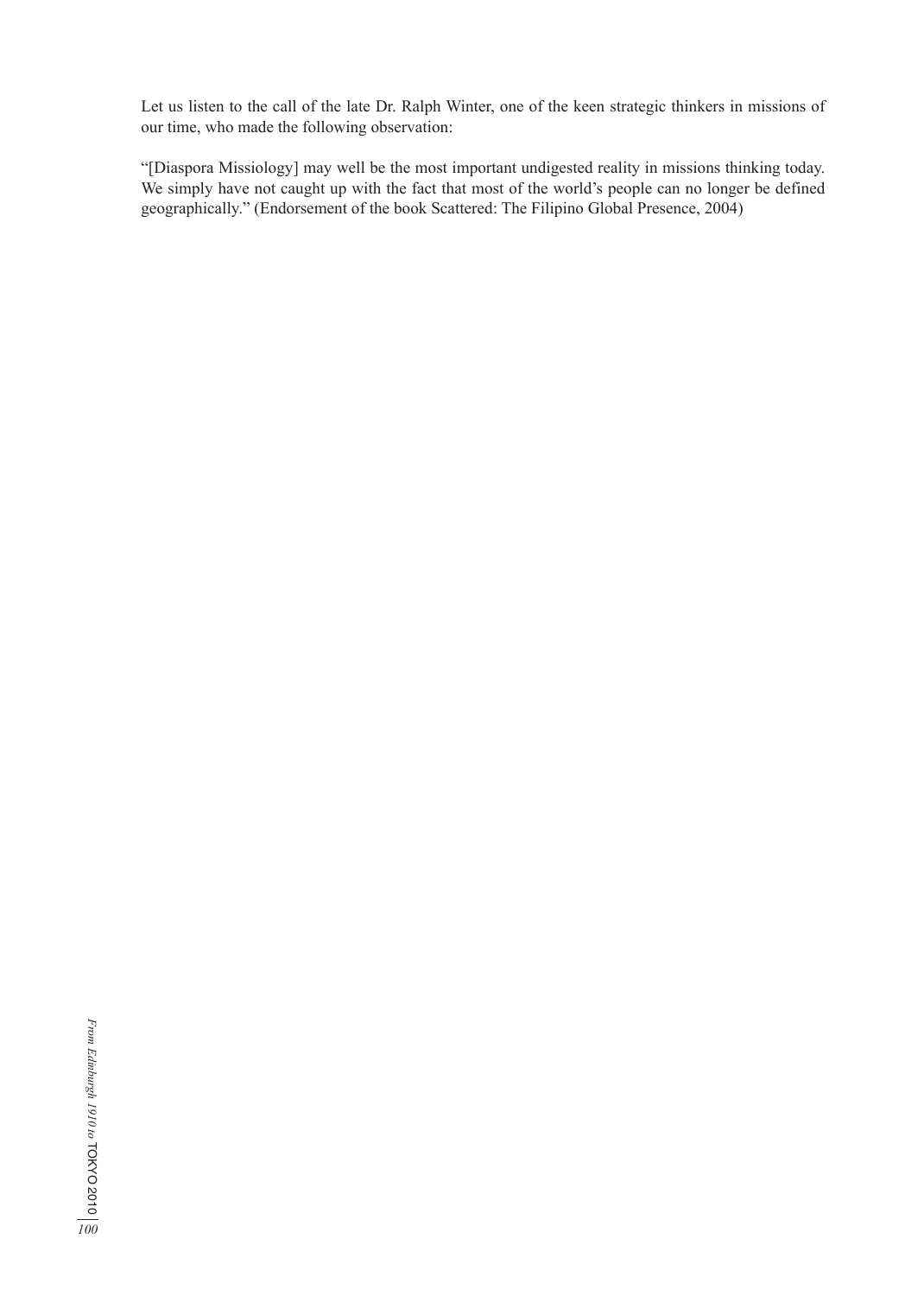Let us listen to the call of the late Dr. Ralph Winter, one of the keen strategic thinkers in missions of our time, who made the following observation:

"[Diaspora Missiology] may well be the most important undigested reality in missions thinking today. We simply have not caught up with the fact that most of the world's people can no longer be defined geographically." (Endorsement of the book Scattered: The Filipino Global Presence, 2004)